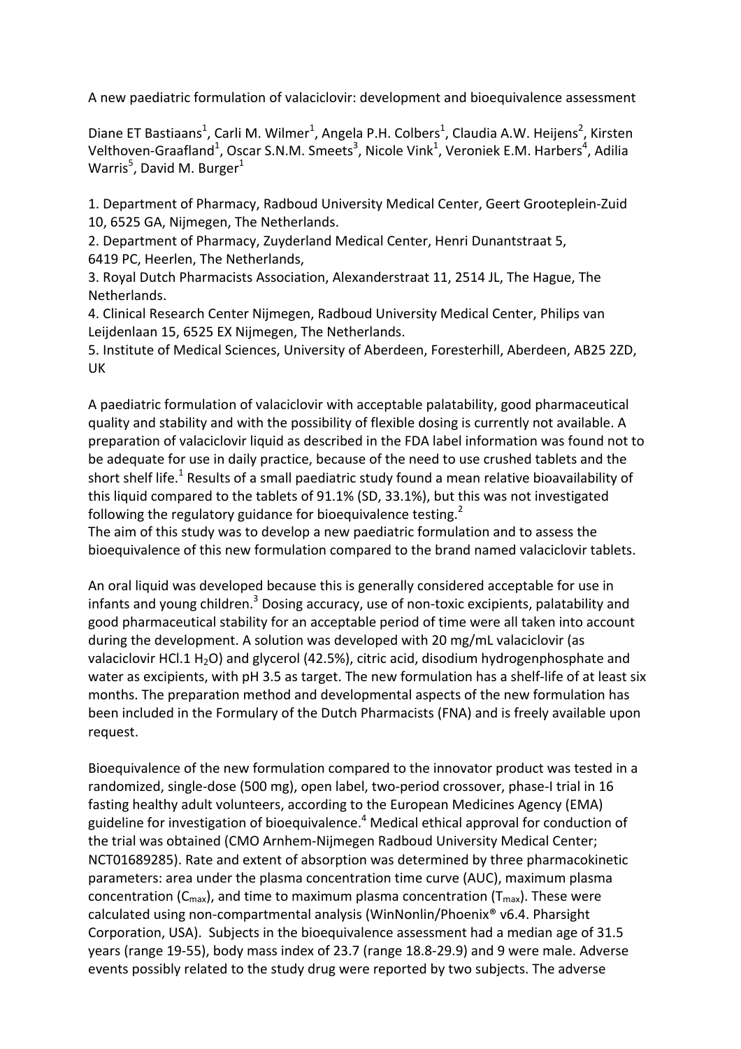# A new paediatric formulation of valaciclovir: development and bioequivalence assessment

Diane ET Bastiaans[1], Carli M. Wilmer[1], Angela P.H. Colbers[1], Claudia A.W. Heijens[2], Kirsten Velthoven-Graafland[1], Oscar S.N.M. Smeets[3], Nicole Vink[1], Veroniek E.M. Harbers[4], Adilia Warris[5], David M. Burger[1]

1. Department of Pharmacy, Radboud University Medical Center, Geert Grooteplein-Zuid 10, 6525 GA, Nijmegen, The Netherlands.
2. Department of Pharmacy, Zuyderland Medical Center, Henri Dunantstraat 5, 6419 PC, Heerlen, The Netherlands,
3. Royal Dutch Pharmacists Association, Alexanderstraat 11, 2514 JL, The Hague, The Netherlands.
4. Clinical Research Center Nijmegen, Radboud University Medical Center, Philips van Leijdenlaan 15, 6525 EX Nijmegen, The Netherlands.
5. Institute of Medical Sciences, University of Aberdeen, Foresterhill, Aberdeen, AB25 2ZD, UK

A paediatric formulation of valaciclovir with acceptable palatability, good pharmaceutical quality and stability and with the possibility of flexible dosing is currently not available. A preparation of valaciclovir liquid as described in the FDA label information was found not to be adequate for use in daily practice, because of the need to use crushed tablets and the short shelf life.[1] Results of a small paediatric study found a mean relative bioavailability of this liquid compared to the tablets of 91.1% (SD, 33.1%), but this was not investigated following the regulatory guidance for bioequivalence testing.[2]
The aim of this study was to develop a new paediatric formulation and to assess the bioequivalence of this new formulation compared to the brand named valaciclovir tablets.

An oral liquid was developed because this is generally considered acceptable for use in infants and young children.[3] Dosing accuracy, use of non-toxic excipients, palatability and good pharmaceutical stability for an acceptable period of time were all taken into account during the development. A solution was developed with 20 mg/mL valaciclovir (as valaciclovir HCl.1 $H_2O$) and glycerol (42.5%), citric acid, disodium hydrogenphosphate and water as excipients, with pH 3.5 as target. The new formulation has a shelf-life of at least six months. The preparation method and developmental aspects of the new formulation has been included in the Formulary of the Dutch Pharmacists (FNA) and is freely available upon request.

Bioequivalence of the new formulation compared to the innovator product was tested in a randomized, single-dose (500 mg), open label, two-period crossover, phase-I trial in 16 fasting healthy adult volunteers, according to the European Medicines Agency (EMA) guideline for investigation of bioequivalence.[4] Medical ethical approval for conduction of the trial was obtained (CMO Arnhem-Nijmegen Radboud University Medical Center; NCT01689285). Rate and extent of absorption was determined by three pharmacokinetic parameters: area under the plasma concentration time curve (AUC), maximum plasma concentration ($C_{max}$), and time to maximum plasma concentration ($T_{max}$). These were calculated using non-compartmental analysis (WinNonlin/Phoenix® v6.4. Pharsight Corporation, USA). Subjects in the bioequivalence assessment had a median age of 31.5 years (range 19-55), body mass index of 23.7 (range 18.8-29.9) and 9 were male. Adverse events possibly related to the study drug were reported by two subjects. The adverse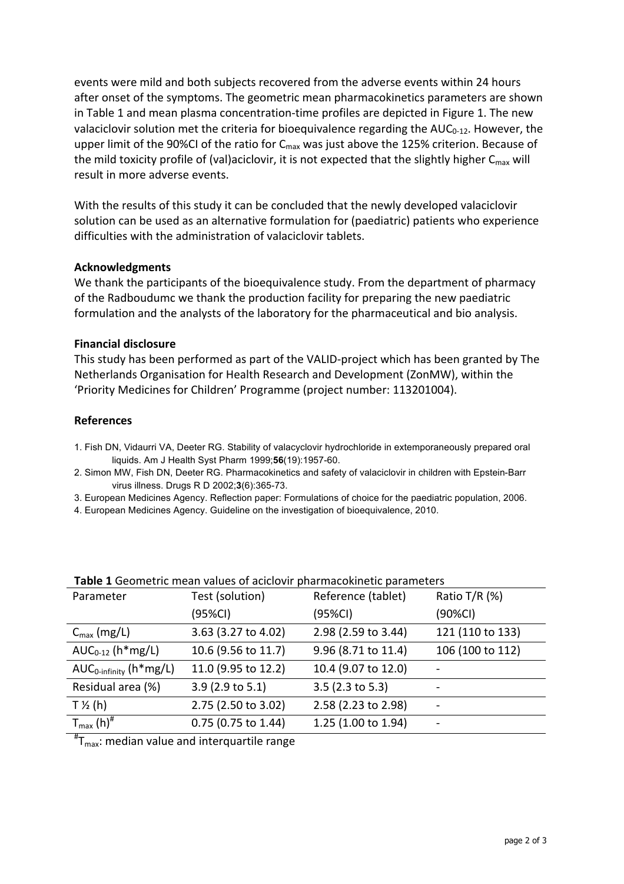events were mild and both subjects recovered from the adverse events within 24 hours after onset of the symptoms. The geometric mean pharmacokinetics parameters are shown in Table 1 and mean plasma concentration-time profiles are depicted in Figure 1. The new valaciclovir solution met the criteria for bioequivalence regarding the $AUC_{0-12}$. However, the upper limit of the 90%CI of the ratio for $C_{max}$ was just above the 125% criterion. Because of the mild toxicity profile of (val)aciclovir, it is not expected that the slightly higher $C_{max}$ will result in more adverse events.

With the results of this study it can be concluded that the newly developed valaciclovir solution can be used as an alternative formulation for (paediatric) patients who experience difficulties with the administration of valaciclovir tablets.

**Acknowledgments**

We thank the participants of the bioequivalence study. From the department of pharmacy of the Radboudumc we thank the production facility for preparing the new paediatric formulation and the analysts of the laboratory for the pharmaceutical and bio analysis.

**Financial disclosure**

This study has been performed as part of the VALID-project which has been granted by The Netherlands Organisation for Health Research and Development (ZonMW), within the 'Priority Medicines for Children' Programme (project number: 113201004).

**References**

1. Fish DN, Vidaurri VA, Deeter RG. Stability of valacyclovir hydrochloride in extemporaneously prepared oral liquids. Am J Health Syst Pharm 1999;**56**(19):1957-60.
2. Simon MW, Fish DN, Deeter RG. Pharmacokinetics and safety of valaciclovir in children with Epstein-Barr virus illness. Drugs R D 2002;**3**(6):365-73.
3. European Medicines Agency. Reflection paper: Formulations of choice for the paediatric population, 2006.
4. European Medicines Agency. Guideline on the investigation of bioequivalence, 2010.

**Table 1** Geometric mean values of aciclovir pharmacokinetic parameters

| Parameter | Test (solution) (95%CI) | Reference (tablet) (95%CI) | Ratio T/R (%) (90%CI) |
|---|---|---|---|
| $C_{max}$ (mg/L) | 3.63 (3.27 to 4.02) | 2.98 (2.59 to 3.44) | 121 (110 to 133) |
| $AUC_{0-12}$ (h*mg/L) | 10.6 (9.56 to 11.7) | 9.96 (8.71 to 11.4) | 106 (100 to 112) |
| $AUC_{0-infinity}$ (h*mg/L) | 11.0 (9.95 to 12.2) | 10.4 (9.07 to 12.0) | - |
| Residual area (%) | 3.9 (2.9 to 5.1) | 3.5 (2.3 to 5.3) | - |
| T ½ (h) | 2.75 (2.50 to 3.02) | 2.58 (2.23 to 2.98) | - |
| $T_{max}$ (h)[#] | 0.75 (0.75 to 1.44) | 1.25 (1.00 to 1.94) | - |

[#]$T_{max}$: median value and interquartile range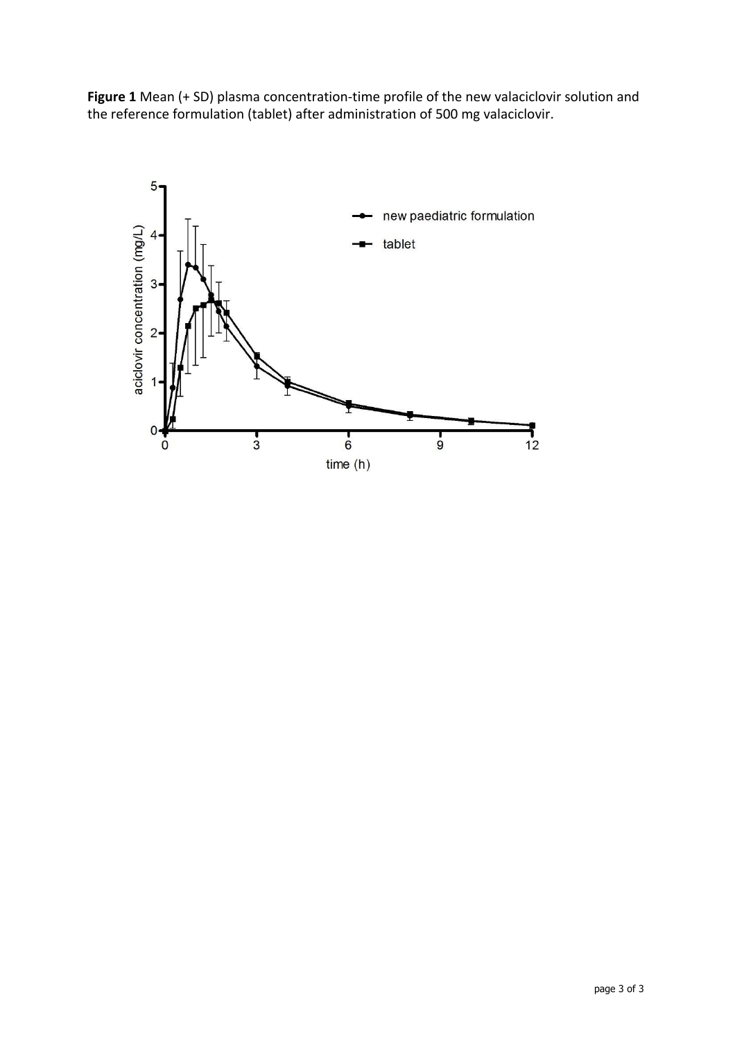**Figure 1** Mean (+ SD) plasma concentration-time profile of the new valaciclovir solution and the reference formulation (tablet) after administration of 500 mg valaciclovir.

aciclovir concentration (mg/L)

5
4
3
2
1
0

0
3
6
9
12

time (h)

new paediatric formulation

tablet